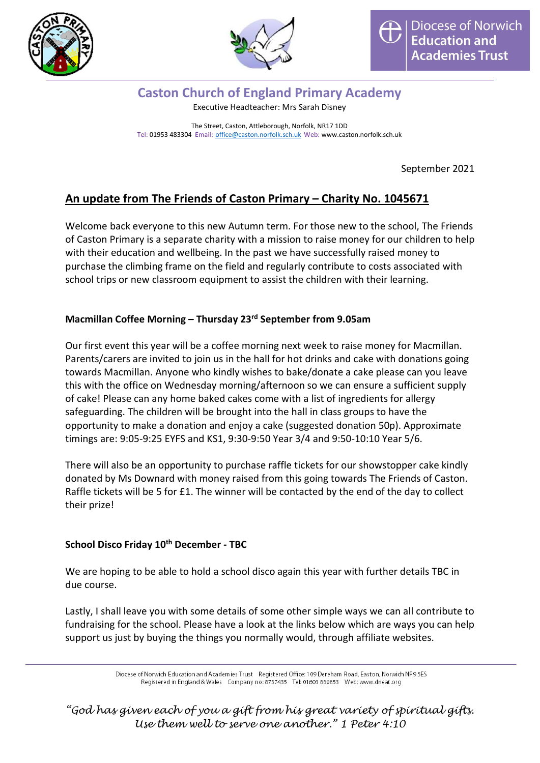Diocese of Norwich Education and Academies Trust

# Caston Church of England Primary Academy

Executive Headteacher: Mrs Sarah Disney

The Street, Caston, Attleborough, Norfolk, NR17 1DD
Tel: 01953 483304 Email: office@caston.norfolk.sch.uk Web: www.caston.norfolk.sch.uk

September 2021

## An update from The Friends of Caston Primary – Charity No. 1045671

Welcome back everyone to this new Autumn term. For those new to the school, The Friends of Caston Primary is a separate charity with a mission to raise money for our children to help with their education and wellbeing. In the past we have successfully raised money to purchase the climbing frame on the field and regularly contribute to costs associated with school trips or new classroom equipment to assist the children with their learning.

### Macmillan Coffee Morning – Thursday 23rd September from 9.05am

Our first event this year will be a coffee morning next week to raise money for Macmillan. Parents/carers are invited to join us in the hall for hot drinks and cake with donations going towards Macmillan. Anyone who kindly wishes to bake/donate a cake please can you leave this with the office on Wednesday morning/afternoon so we can ensure a sufficient supply of cake! Please can any home baked cakes come with a list of ingredients for allergy safeguarding. The children will be brought into the hall in class groups to have the opportunity to make a donation and enjoy a cake (suggested donation 50p). Approximate timings are: 9:05-9:25 EYFS and KS1, 9:30-9:50 Year 3/4 and 9:50-10:10 Year 5/6.

There will also be an opportunity to purchase raffle tickets for our showstopper cake kindly donated by Ms Downard with money raised from this going towards The Friends of Caston. Raffle tickets will be 5 for £1. The winner will be contacted by the end of the day to collect their prize!

### School Disco Friday 10th December - TBC

We are hoping to be able to hold a school disco again this year with further details TBC in due course.

Lastly, I shall leave you with some details of some other simple ways we can all contribute to fundraising for the school. Please have a look at the links below which are ways you can help support us just by buying the things you normally would, through affiliate websites.

Diocese of Norwich Education and Academies Trust Registered Office: 109 Dereham Road, Easton, Norwich NR9 5ES
Registered in England & Wales Company no: 8737435 Tel: 01603 880853 Web: www.dneat.org

*"God has given each of you a gift from his great variety of spiritual gifts. Use them well to serve one another." 1 Peter 4:10*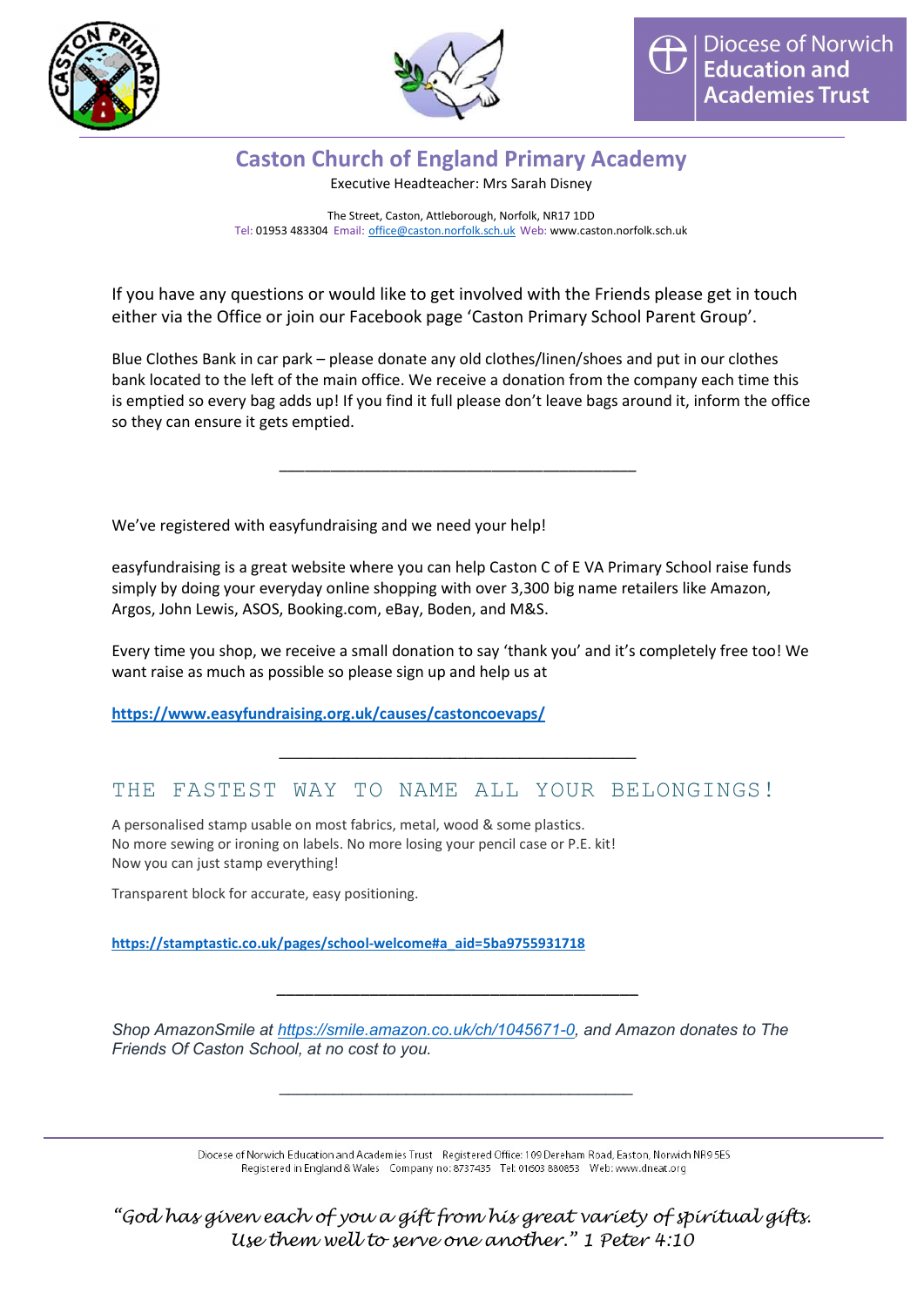# Caston Church of England Primary Academy

Executive Headteacher: Mrs Sarah Disney

The Street, Caston, Attleborough, Norfolk, NR17 1DD
Tel: 01953 483304 Email: office@caston.norfolk.sch.uk Web: www.caston.norfolk.sch.uk

If you have any questions or would like to get involved with the Friends please get in touch either via the Office or join our Facebook page 'Caston Primary School Parent Group'.

Blue Clothes Bank in car park – please donate any old clothes/linen/shoes and put in our clothes bank located to the left of the main office. We receive a donation from the company each time this is emptied so every bag adds up! If you find it full please don't leave bags around it, inform the office so they can ensure it gets emptied.

---

We've registered with easyfundraising and we need your help!

easyfundraising is a great website where you can help Caston C of E VA Primary School raise funds simply by doing your everyday online shopping with over 3,300 big name retailers like Amazon, Argos, John Lewis, ASOS, Booking.com, eBay, Boden, and M&S.

Every time you shop, we receive a small donation to say 'thank you' and it's completely free too! We want raise as much as possible so please sign up and help us at

**https://www.easyfundraising.org.uk/causes/castoncoevaps/**

---

## THE FASTEST WAY TO NAME ALL YOUR BELONGINGS!

A personalised stamp usable on most fabrics, metal, wood & some plastics.
No more sewing or ironing on labels. No more losing your pencil case or P.E. kit!
Now you can just stamp everything!

Transparent block for accurate, easy positioning.

**https://stamptastic.co.uk/pages/school-welcome#a_aid=5ba9755931718**

---

*Shop AmazonSmile at https://smile.amazon.co.uk/ch/1045671-0, and Amazon donates to The Friends Of Caston School, at no cost to you.*

---

Diocese of Norwich Education and Academies Trust Registered Office: 109 Dereham Road, Easton, Norwich NR9 5ES
Registered in England & Wales Company no: 8737435 Tel: 01603 880853 Web: www.dneat.org

*"God has given each of you a gift from his great variety of spiritual gifts. Use them well to serve one another." 1 Peter 4:10*